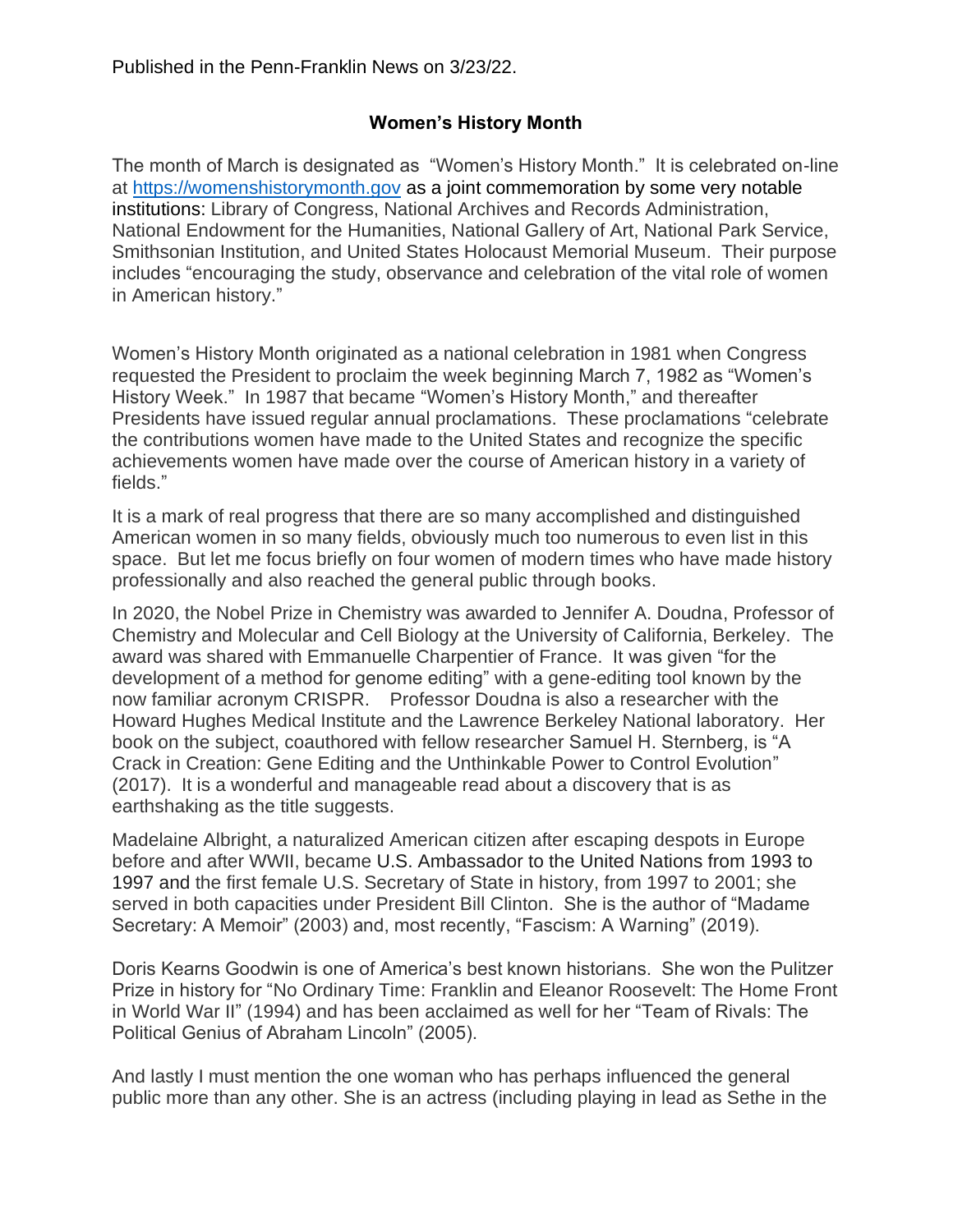Published in the Penn-Franklin News on 3/23/22.

## Women's History Month

The month of March is designated as "Women's History Month." It is celebrated on-line at https://womenshistorymonth.gov as a joint commemoration by some very notable institutions: Library of Congress, National Archives and Records Administration, National Endowment for the Humanities, National Gallery of Art, National Park Service, Smithsonian Institution, and United States Holocaust Memorial Museum. Their purpose includes "encouraging the study, observance and celebration of the vital role of women in American history."

Women's History Month originated as a national celebration in 1981 when Congress requested the President to proclaim the week beginning March 7, 1982 as "Women's History Week." In 1987 that became "Women's History Month," and thereafter Presidents have issued regular annual proclamations. These proclamations "celebrate the contributions women have made to the United States and recognize the specific achievements women have made over the course of American history in a variety of fields."

It is a mark of real progress that there are so many accomplished and distinguished American women in so many fields, obviously much too numerous to even list in this space. But let me focus briefly on four women of modern times who have made history professionally and also reached the general public through books.

In 2020, the Nobel Prize in Chemistry was awarded to Jennifer A. Doudna, Professor of Chemistry and Molecular and Cell Biology at the University of California, Berkeley. The award was shared with Emmanuelle Charpentier of France. It was given "for the development of a method for genome editing" with a gene-editing tool known by the now familiar acronym CRISPR. Professor Doudna is also a researcher with the Howard Hughes Medical Institute and the Lawrence Berkeley National laboratory. Her book on the subject, coauthored with fellow researcher Samuel H. Sternberg, is "A Crack in Creation: Gene Editing and the Unthinkable Power to Control Evolution" (2017). It is a wonderful and manageable read about a discovery that is as earthshaking as the title suggests.

Madelaine Albright, a naturalized American citizen after escaping despots in Europe before and after WWII, became U.S. Ambassador to the United Nations from 1993 to 1997 and the first female U.S. Secretary of State in history, from 1997 to 2001; she served in both capacities under President Bill Clinton. She is the author of "Madame Secretary: A Memoir" (2003) and, most recently, "Fascism: A Warning" (2019).

Doris Kearns Goodwin is one of America's best known historians. She won the Pulitzer Prize in history for "No Ordinary Time: Franklin and Eleanor Roosevelt: The Home Front in World War II" (1994) and has been acclaimed as well for her "Team of Rivals: The Political Genius of Abraham Lincoln" (2005).

And lastly I must mention the one woman who has perhaps influenced the general public more than any other. She is an actress (including playing in lead as Sethe in the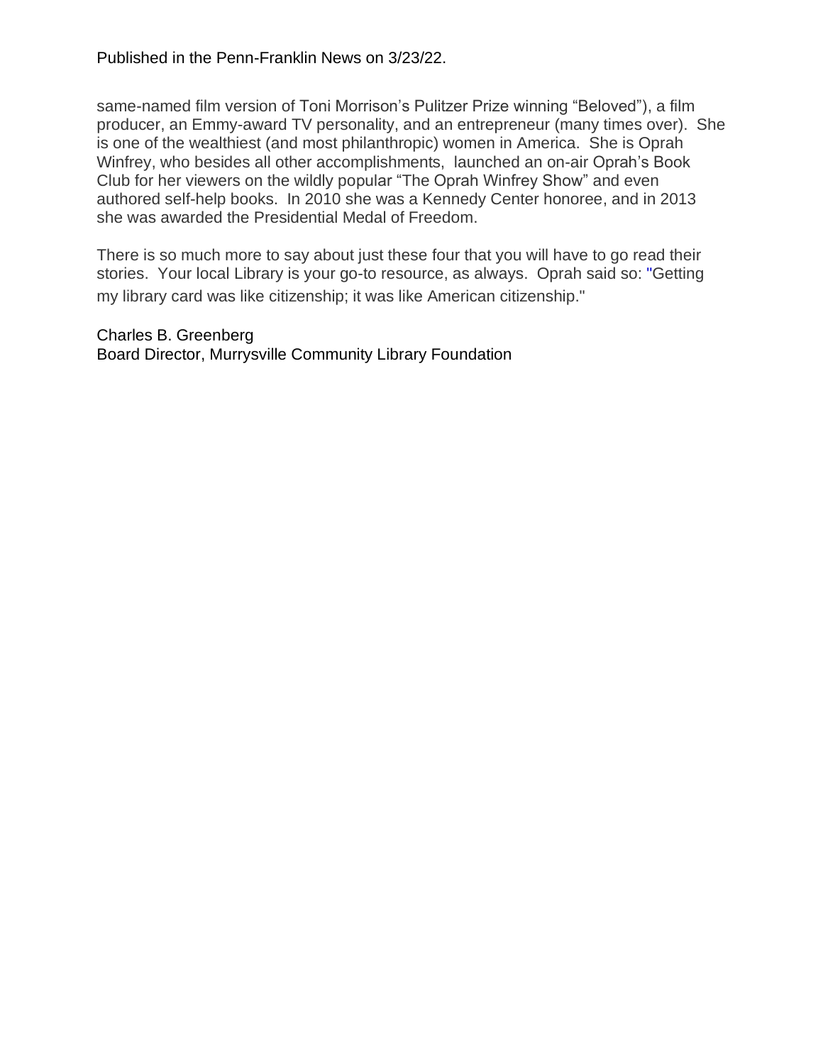Published in the Penn-Franklin News on 3/23/22.

same-named film version of Toni Morrison's Pulitzer Prize winning "Beloved"), a film producer, an Emmy-award TV personality, and an entrepreneur (many times over). She is one of the wealthiest (and most philanthropic) women in America. She is Oprah Winfrey, who besides all other accomplishments, launched an on-air Oprah's Book Club for her viewers on the wildly popular "The Oprah Winfrey Show" and even authored self-help books. In 2010 she was a Kennedy Center honoree, and in 2013 she was awarded the Presidential Medal of Freedom.

There is so much more to say about just these four that you will have to go read their stories. Your local Library is your go-to resource, as always. Oprah said so: "Getting my library card was like citizenship; it was like American citizenship."

Charles B. Greenberg
Board Director, Murrysville Community Library Foundation